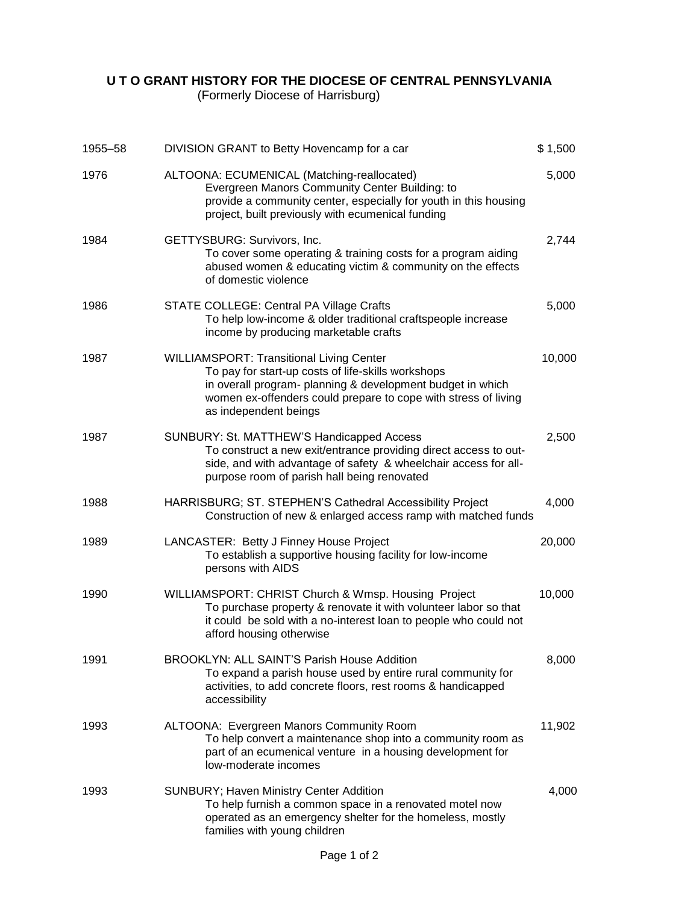# U T O GRANT HISTORY FOR THE DIOCESE OF CENTRAL PENNSYLVANIA

(Formerly Diocese of Harrisburg)

| Year | Grant | Amount |
|---|---|---|
| 1955–58 | DIVISION GRANT to Betty Hovencamp for a car | $ 1,500 |
| 1976 | ALTOONA: ECUMENICAL (Matching-reallocated)<br>Evergreen Manors Community Center Building: to provide a community center, especially for youth in this housing project, built previously with ecumenical funding | 5,000 |
| 1984 | GETTYSBURG: Survivors, Inc.<br>To cover some operating & training costs for a program aiding abused women & educating victim & community on the effects of domestic violence | 2,744 |
| 1986 | STATE COLLEGE: Central PA Village Crafts<br>To help low-income & older traditional craftspeople increase income by producing marketable crafts | 5,000 |
| 1987 | WILLIAMSPORT: Transitional Living Center<br>To pay for start-up costs of life-skills workshops in overall program- planning & development budget in which women ex-offenders could prepare to cope with stress of living as independent beings | 10,000 |
| 1987 | SUNBURY: St. MATTHEW'S Handicapped Access<br>To construct a new exit/entrance providing direct access to out-side, and with advantage of safety & wheelchair access for all-purpose room of parish hall being renovated | 2,500 |
| 1988 | HARRISBURG; ST. STEPHEN'S Cathedral Accessibility Project<br>Construction of new & enlarged access ramp with matched funds | 4,000 |
| 1989 | LANCASTER: Betty J Finney House Project<br>To establish a supportive housing facility for low-income persons with AIDS | 20,000 |
| 1990 | WILLIAMSPORT: CHRIST Church & Wmsp. Housing Project<br>To purchase property & renovate it with volunteer labor so that it could be sold with a no-interest loan to people who could not afford housing otherwise | 10,000 |
| 1991 | BROOKLYN: ALL SAINT'S Parish House Addition<br>To expand a parish house used by entire rural community for activities, to add concrete floors, rest rooms & handicapped accessibility | 8,000 |
| 1993 | ALTOONA: Evergreen Manors Community Room<br>To help convert a maintenance shop into a community room as part of an ecumenical venture in a housing development for low-moderate incomes | 11,902 |
| 1993 | SUNBURY; Haven Ministry Center Addition<br>To help furnish a common space in a renovated motel now operated as an emergency shelter for the homeless, mostly families with young children | 4,000 |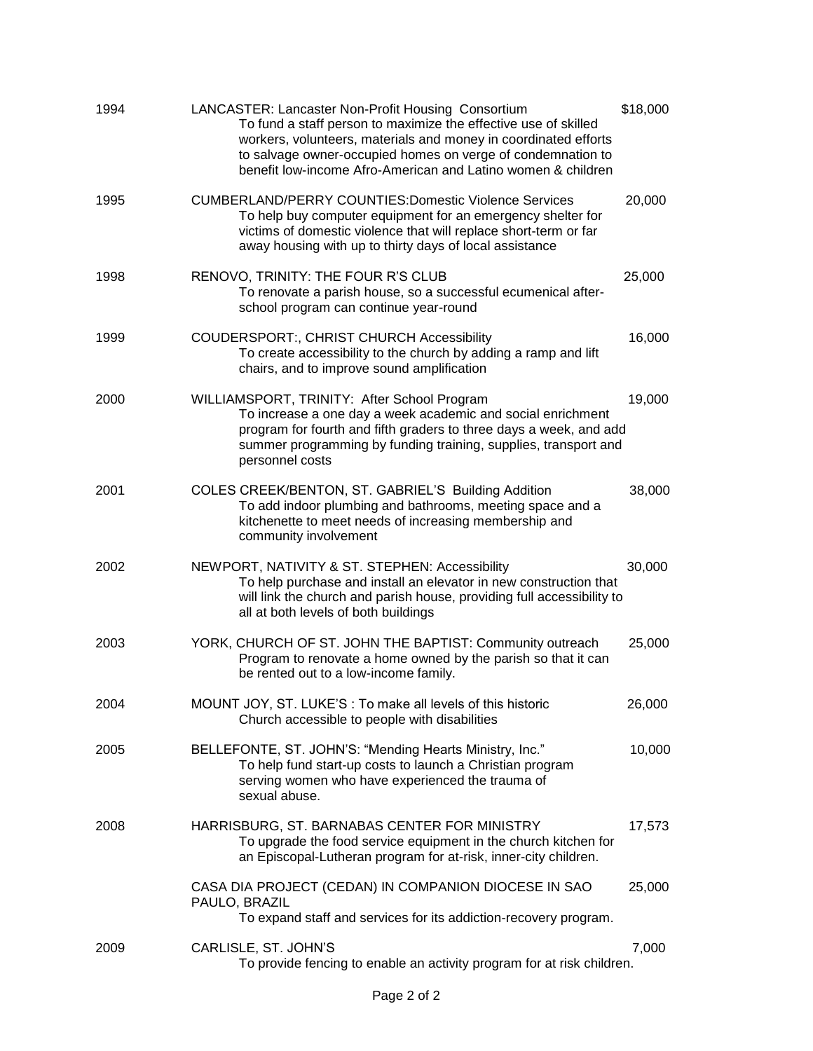| | | |
|---|---|---|
| 1994 | LANCASTER: Lancaster Non-Profit Housing Consortium<br>To fund a staff person to maximize the effective use of skilled workers, volunteers, materials and money in coordinated efforts to salvage owner-occupied homes on verge of condemnation to benefit low-income Afro-American and Latino women & children | $18,000 |
| 1995 | CUMBERLAND/PERRY COUNTIES:Domestic Violence Services<br>To help buy computer equipment for an emergency shelter for victims of domestic violence that will replace short-term or far away housing with up to thirty days of local assistance | 20,000 |
| 1998 | RENOVO, TRINITY: THE FOUR R'S CLUB<br>To renovate a parish house, so a successful ecumenical after-school program can continue year-round | 25,000 |
| 1999 | COUDERSPORT:, CHRIST CHURCH Accessibility<br>To create accessibility to the church by adding a ramp and lift chairs, and to improve sound amplification | 16,000 |
| 2000 | WILLIAMSPORT, TRINITY: After School Program<br>To increase a one day a week academic and social enrichment program for fourth and fifth graders to three days a week, and add summer programming by funding training, supplies, transport and personnel costs | 19,000 |
| 2001 | COLES CREEK/BENTON, ST. GABRIEL'S Building Addition<br>To add indoor plumbing and bathrooms, meeting space and a kitchenette to meet needs of increasing membership and community involvement | 38,000 |
| 2002 | NEWPORT, NATIVITY & ST. STEPHEN: Accessibility<br>To help purchase and install an elevator in new construction that will link the church and parish house, providing full accessibility to all at both levels of both buildings | 30,000 |
| 2003 | YORK, CHURCH OF ST. JOHN THE BAPTIST: Community outreach<br>Program to renovate a home owned by the parish so that it can be rented out to a low-income family. | 25,000 |
| 2004 | MOUNT JOY, ST. LUKE'S : To make all levels of this historic Church accessible to people with disabilities | 26,000 |
| 2005 | BELLEFONTE, ST. JOHN'S: "Mending Hearts Ministry, Inc."<br>To help fund start-up costs to launch a Christian program serving women who have experienced the trauma of sexual abuse. | 10,000 |
| 2008 | HARRISBURG, ST. BARNABAS CENTER FOR MINISTRY<br>To upgrade the food service equipment in the church kitchen for an Episcopal-Lutheran program for at-risk, inner-city children. | 17,573 |
| | CASA DIA PROJECT (CEDAN) IN COMPANION DIOCESE IN SAO PAULO, BRAZIL<br>To expand staff and services for its addiction-recovery program. | 25,000 |
| 2009 | CARLISLE, ST. JOHN'S<br>To provide fencing to enable an activity program for at risk children. | 7,000 |